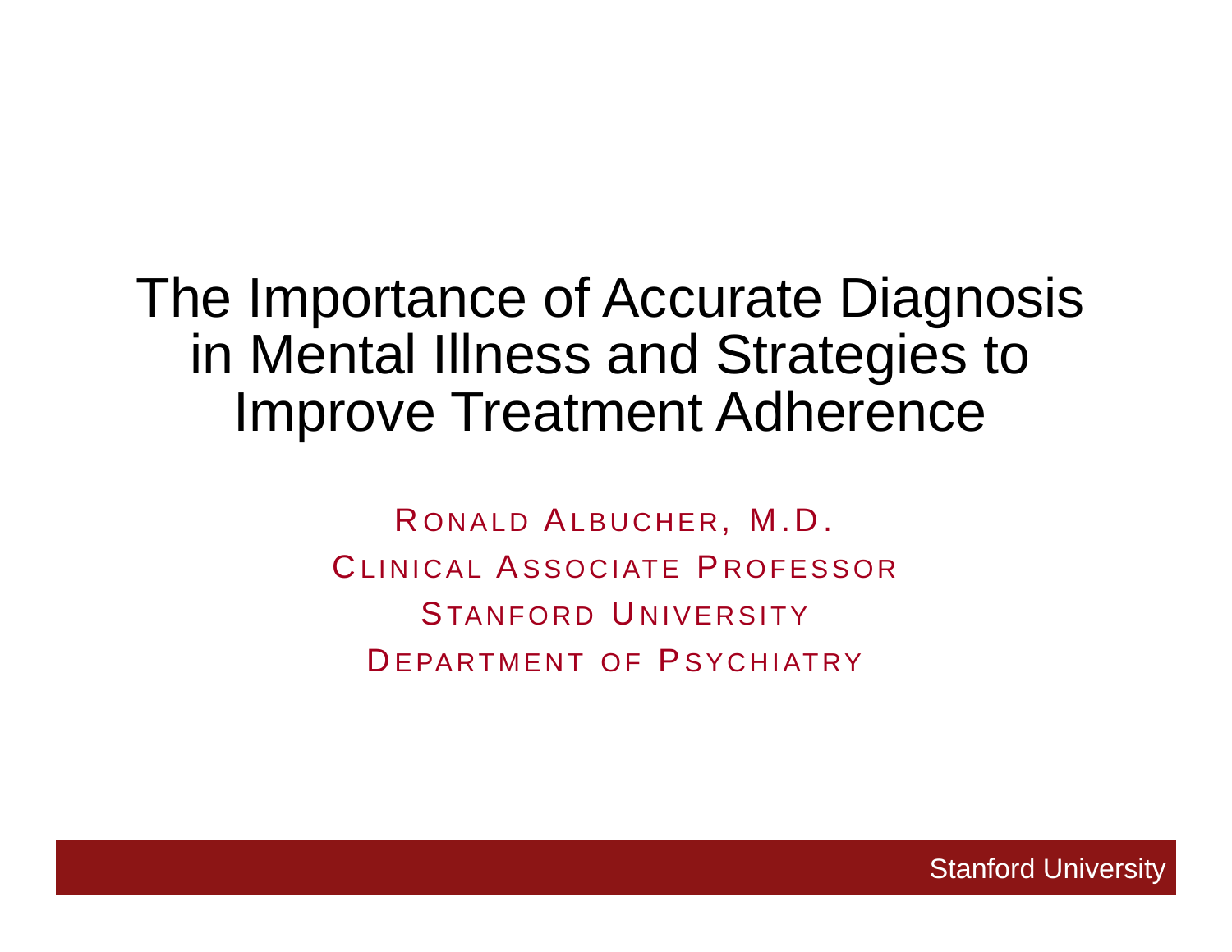# The Importance of Accurate Diagnosis in Mental Illness and Strategies to Improve Treatment Adherence

RONALD ALBUCHER, M.D.

CLINICAL ASSOCIATE PROFESSOR

STANFORD UNIVERSITY

DEPARTMENT OF PSYCHIATRY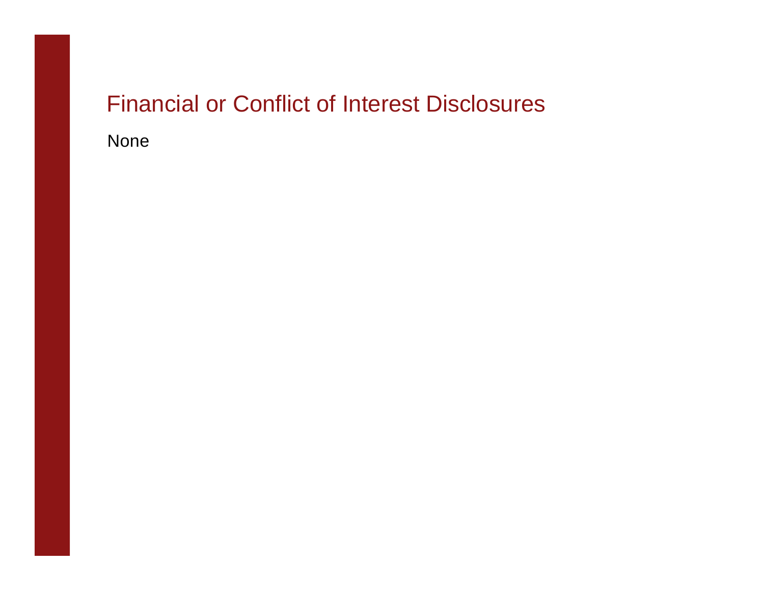# Financial or Conflict of Interest Disclosures

None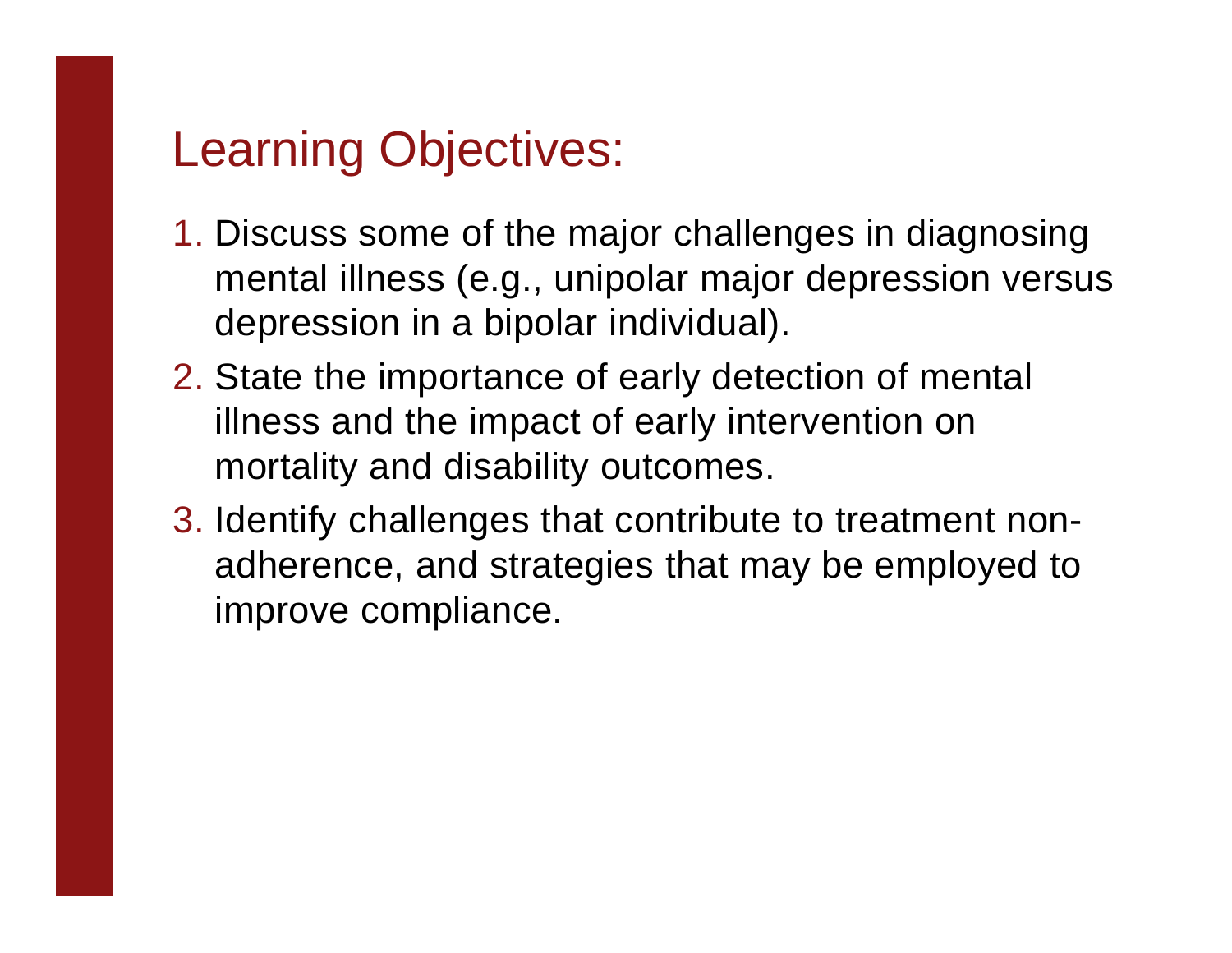## Learning Objectives:

1. Discuss some of the major challenges in diagnosing mental illness (e.g., unipolar major depression versus depression in a bipolar individual).
2. State the importance of early detection of mental illness and the impact of early intervention on mortality and disability outcomes.
3. Identify challenges that contribute to treatment non-adherence, and strategies that may be employed to improve compliance.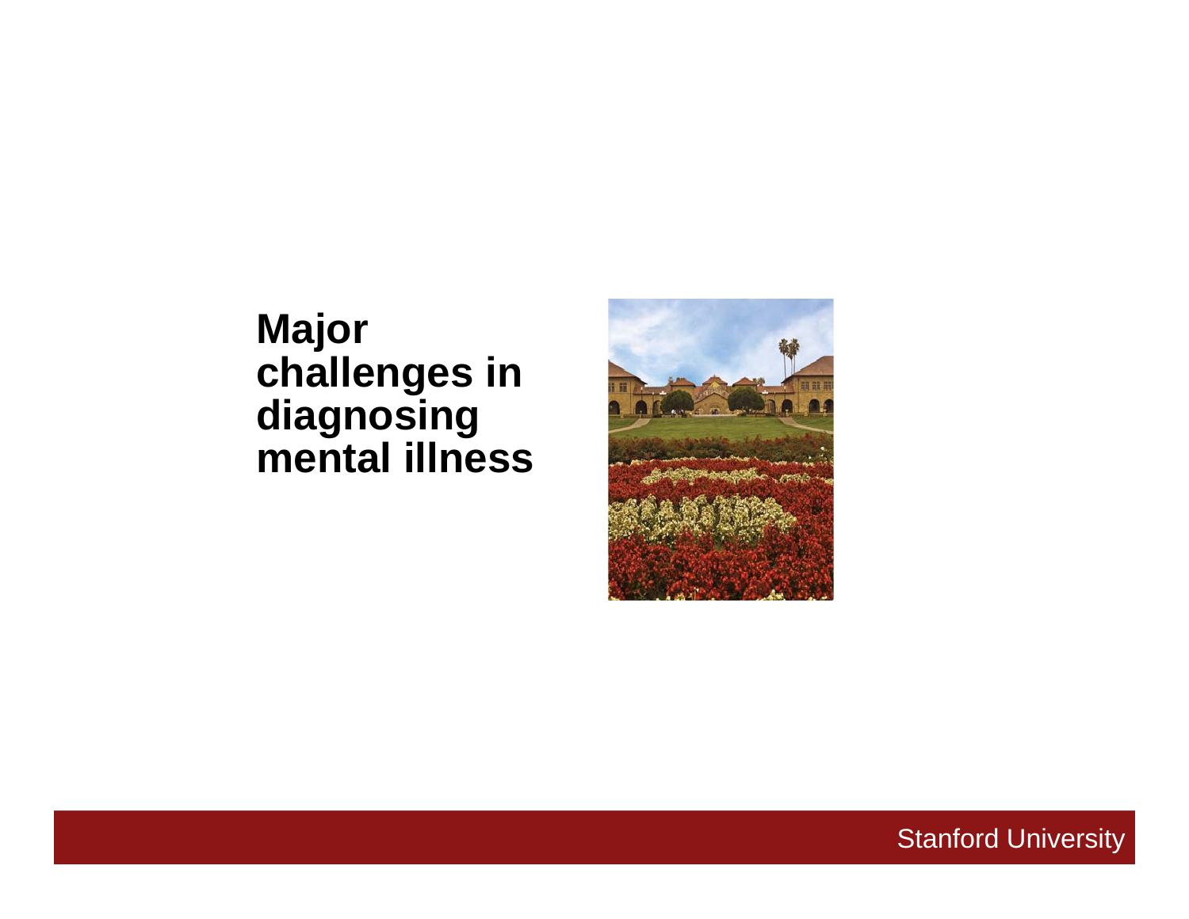# Major challenges in diagnosing mental illness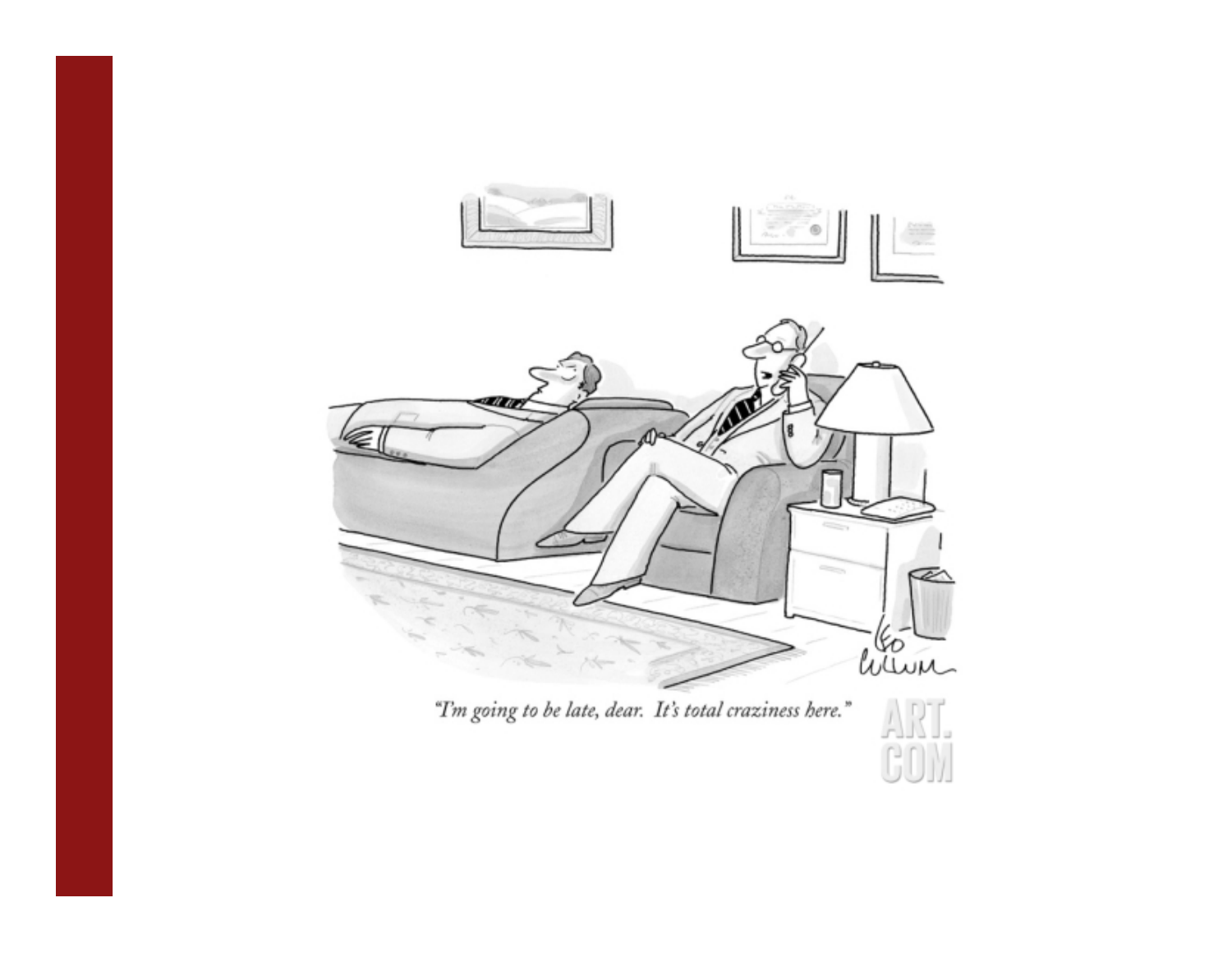"I'm going to be late, dear. It's total craziness here."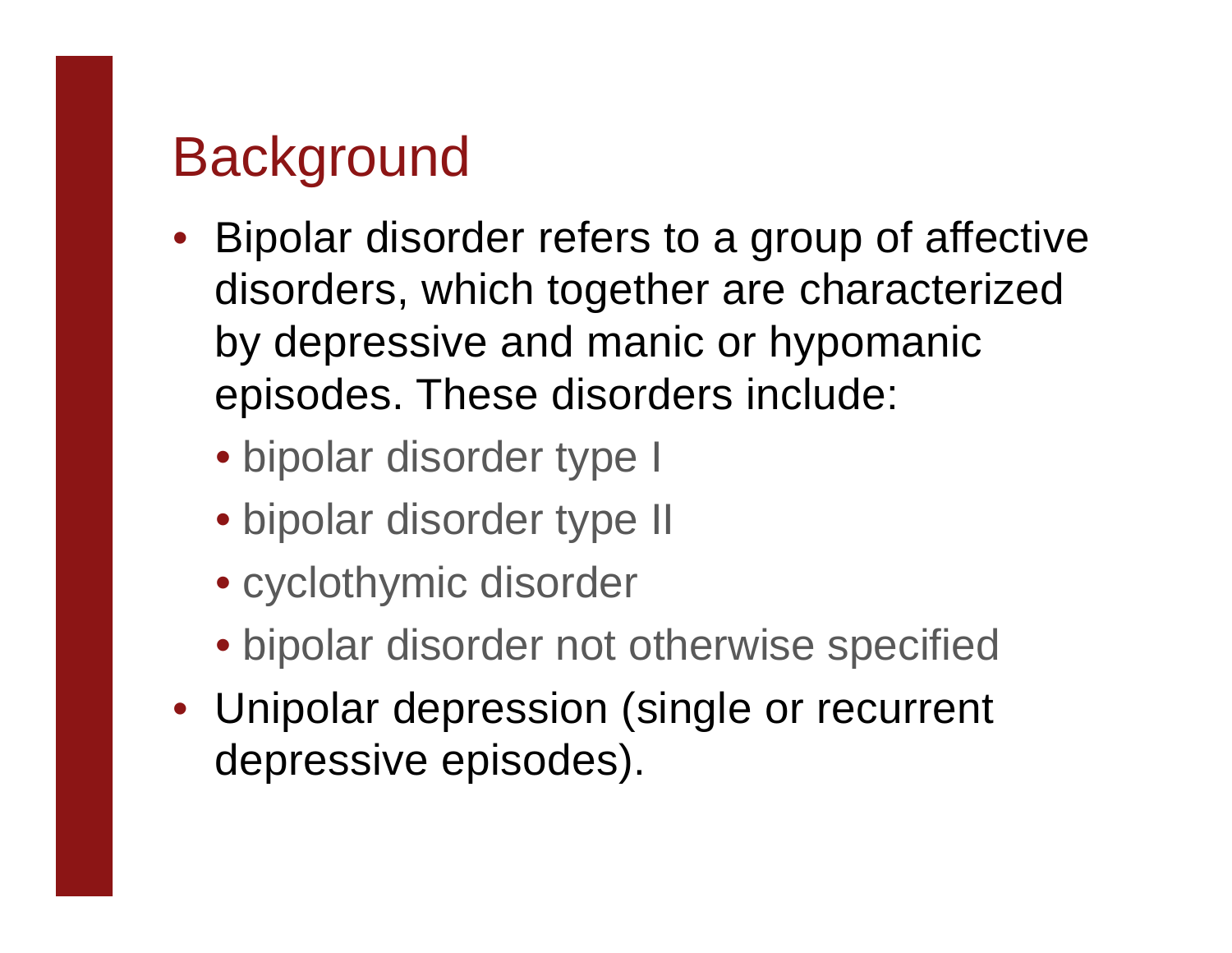# Background

- Bipolar disorder refers to a group of affective disorders, which together are characterized by depressive and manic or hypomanic episodes. These disorders include:
  - bipolar disorder type I
  - bipolar disorder type II
  - cyclothymic disorder
  - bipolar disorder not otherwise specified
- Unipolar depression (single or recurrent depressive episodes).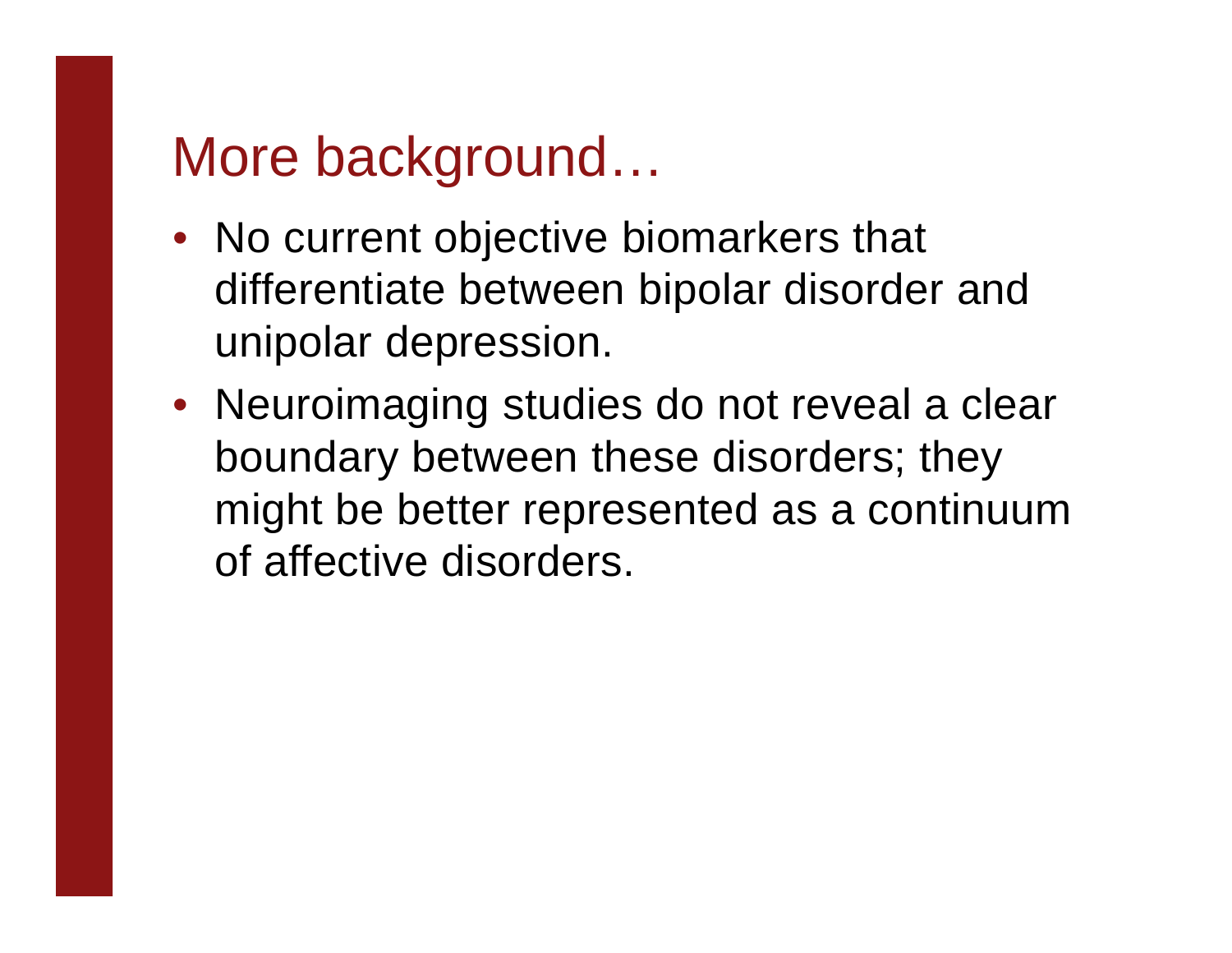# More background…

- No current objective biomarkers that differentiate between bipolar disorder and unipolar depression.
- Neuroimaging studies do not reveal a clear boundary between these disorders; they might be better represented as a continuum of affective disorders.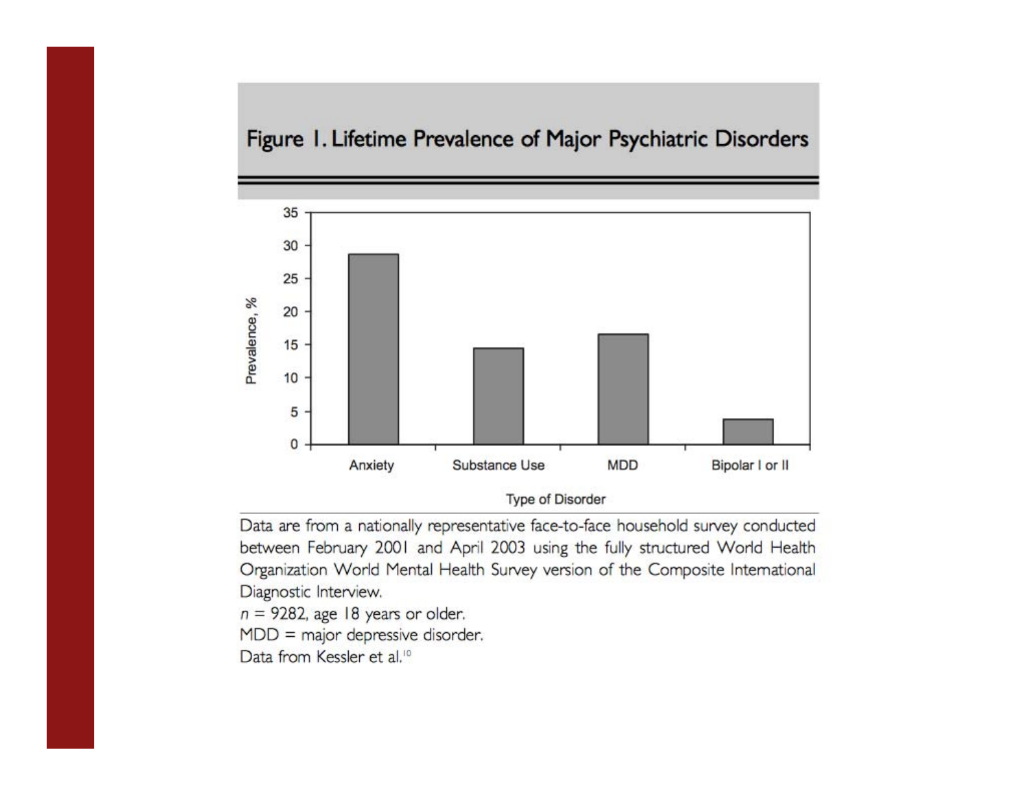# Figure 1. Lifetime Prevalence of Major Psychiatric Disorders

Data are from a nationally representative face-to-face household survey conducted between February 2001 and April 2003 using the fully structured World Health Organization World Mental Health Survey version of the Composite International Diagnostic Interview.

$n$ = 9282, age 18 years or older.

MDD = major depressive disorder.

Data from Kessler et al.[10]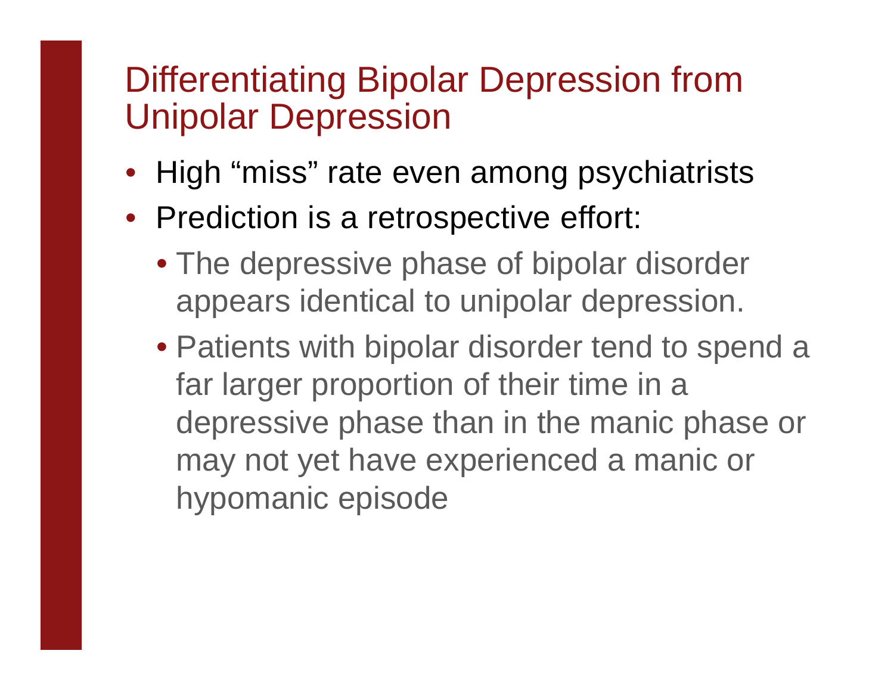# Differentiating Bipolar Depression from Unipolar Depression

- High “miss” rate even among psychiatrists
- Prediction is a retrospective effort:
  - The depressive phase of bipolar disorder appears identical to unipolar depression.
  - Patients with bipolar disorder tend to spend a far larger proportion of their time in a depressive phase than in the manic phase or may not yet have experienced a manic or hypomanic episode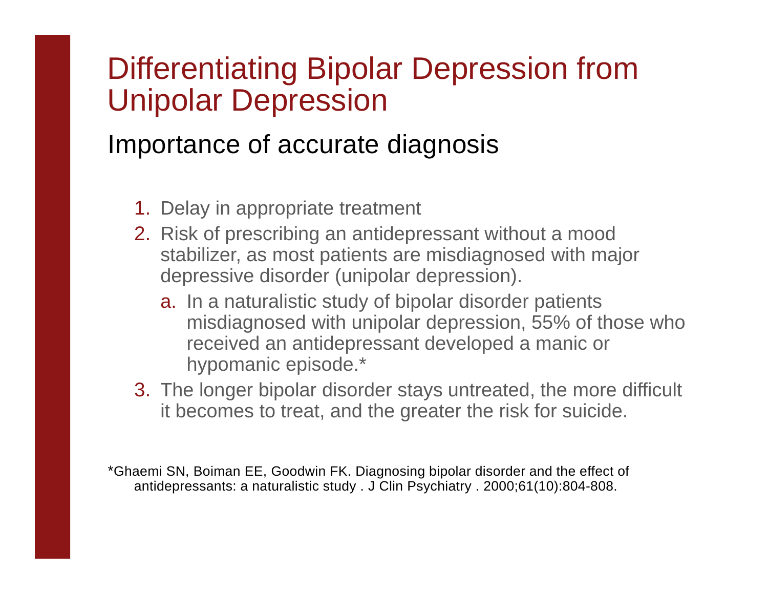# Differentiating Bipolar Depression from Unipolar Depression

## Importance of accurate diagnosis

1. Delay in appropriate treatment
2. Risk of prescribing an antidepressant without a mood stabilizer, as most patients are misdiagnosed with major depressive disorder (unipolar depression).
   a. In a naturalistic study of bipolar disorder patients misdiagnosed with unipolar depression, 55% of those who received an antidepressant developed a manic or hypomanic episode.*
3. The longer bipolar disorder stays untreated, the more difficult it becomes to treat, and the greater the risk for suicide.

*Ghaemi SN, Boiman EE, Goodwin FK. Diagnosing bipolar disorder and the effect of antidepressants: a naturalistic study . J Clin Psychiatry . 2000;61(10):804-808.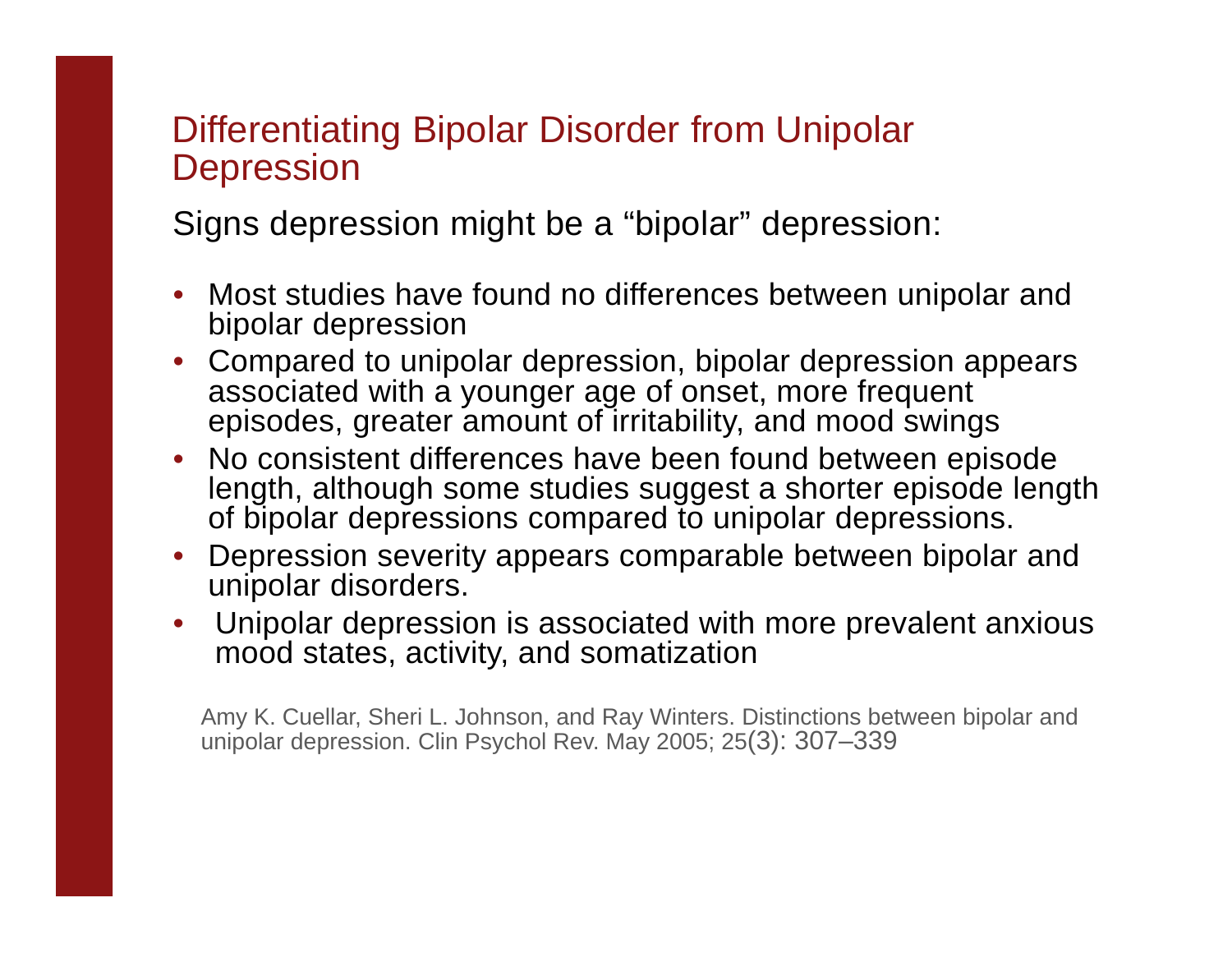# Differentiating Bipolar Disorder from Unipolar Depression

Signs depression might be a “bipolar” depression:

- Most studies have found no differences between unipolar and bipolar depression
- Compared to unipolar depression, bipolar depression appears associated with a younger age of onset, more frequent episodes, greater amount of irritability, and mood swings
- No consistent differences have been found between episode length, although some studies suggest a shorter episode length of bipolar depressions compared to unipolar depressions.
- Depression severity appears comparable between bipolar and unipolar disorders.
- Unipolar depression is associated with more prevalent anxious mood states, activity, and somatization

Amy K. Cuellar, Sheri L. Johnson, and Ray Winters. Distinctions between bipolar and unipolar depression. Clin Psychol Rev. May 2005; 25(3): 307–339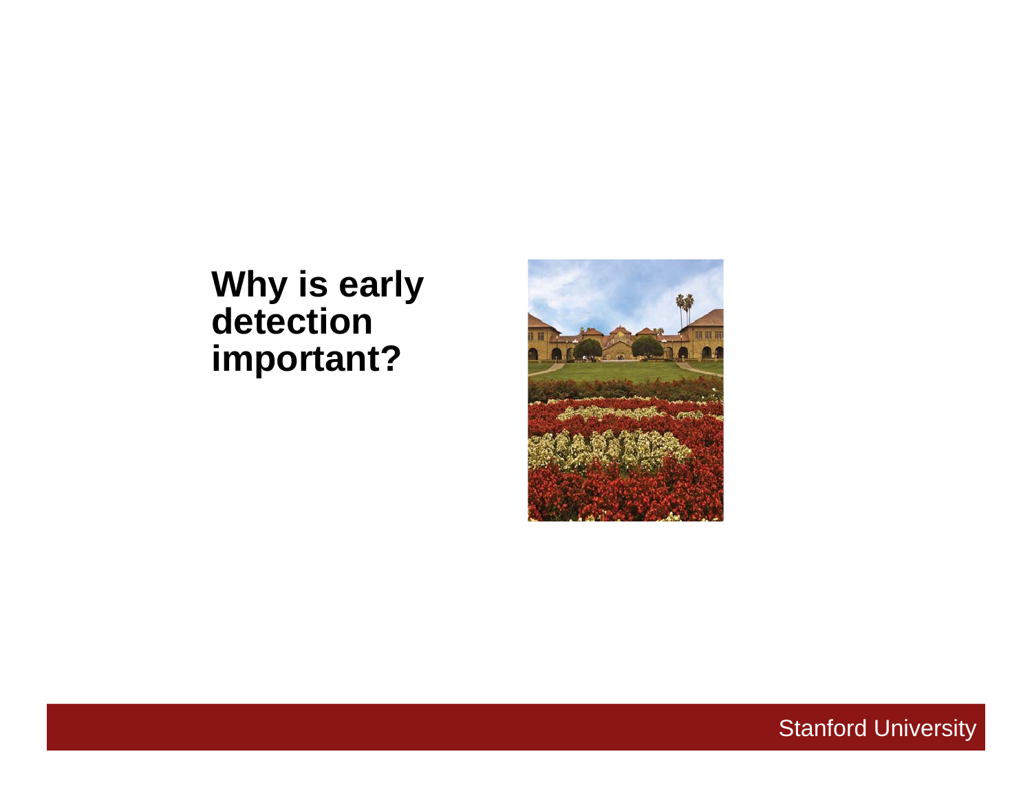# Why is early detection important?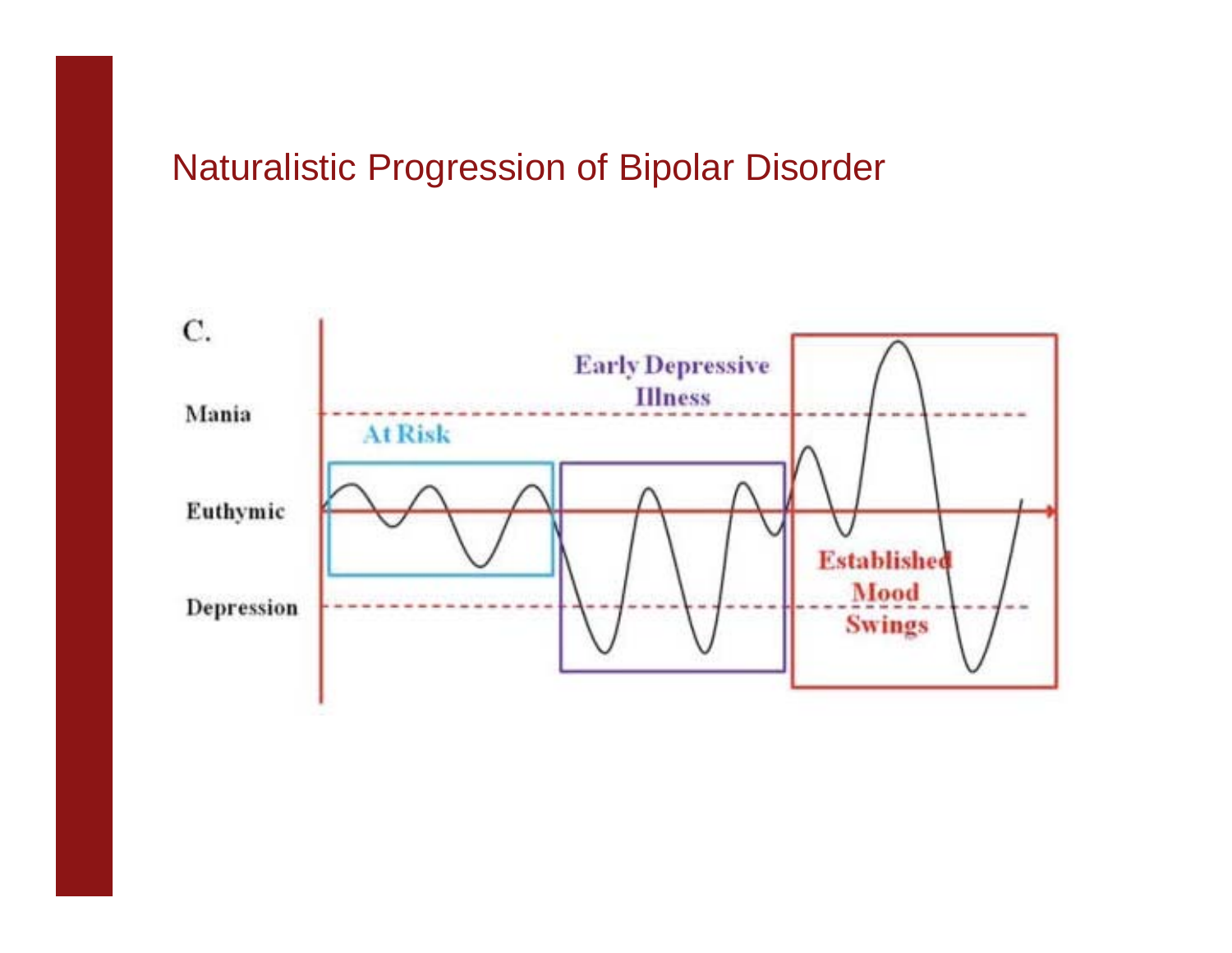# Naturalistic Progression of Bipolar Disorder

C.

Mania

Euthymic

Depression

At Risk

Early Depressive Illness

Established Mood Swings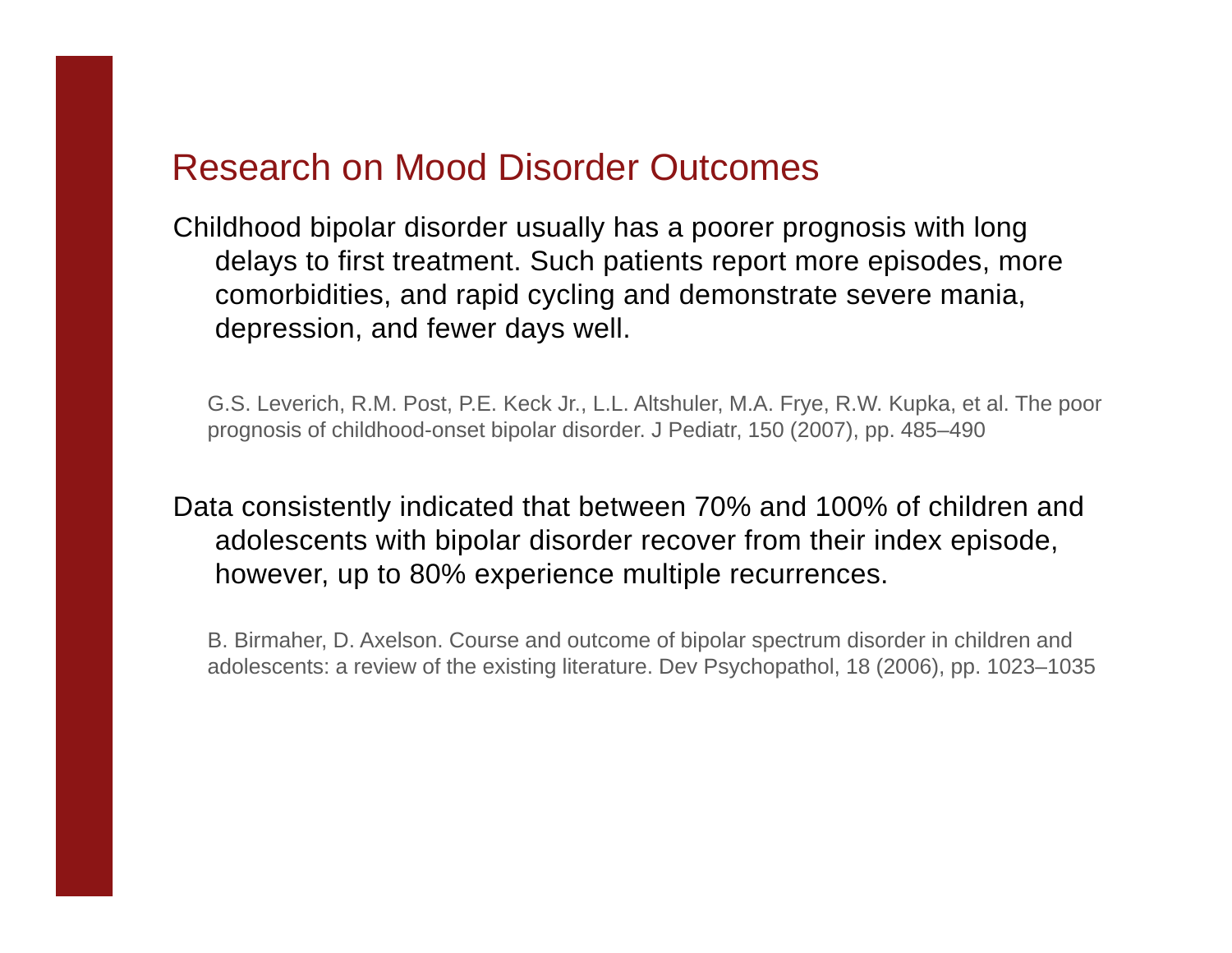# Research on Mood Disorder Outcomes

Childhood bipolar disorder usually has a poorer prognosis with long delays to first treatment. Such patients report more episodes, more comorbidities, and rapid cycling and demonstrate severe mania, depression, and fewer days well.

G.S. Leverich, R.M. Post, P.E. Keck Jr., L.L. Altshuler, M.A. Frye, R.W. Kupka, et al. The poor prognosis of childhood-onset bipolar disorder. J Pediatr, 150 (2007), pp. 485–490

Data consistently indicated that between 70% and 100% of children and adolescents with bipolar disorder recover from their index episode, however, up to 80% experience multiple recurrences.

B. Birmaher, D. Axelson. Course and outcome of bipolar spectrum disorder in children and adolescents: a review of the existing literature. Dev Psychopathol, 18 (2006), pp. 1023–1035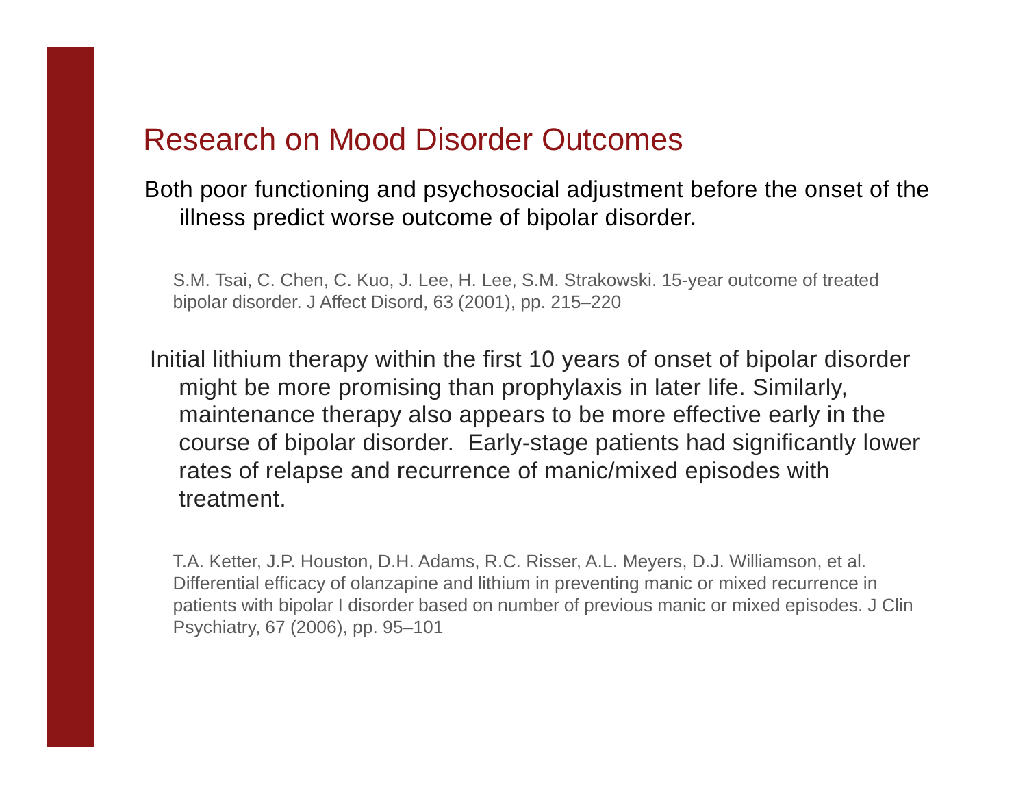# Research on Mood Disorder Outcomes

Both poor functioning and psychosocial adjustment before the onset of the illness predict worse outcome of bipolar disorder.

S.M. Tsai, C. Chen, C. Kuo, J. Lee, H. Lee, S.M. Strakowski. 15-year outcome of treated bipolar disorder. J Affect Disord, 63 (2001), pp. 215–220

Initial lithium therapy within the first 10 years of onset of bipolar disorder might be more promising than prophylaxis in later life. Similarly, maintenance therapy also appears to be more effective early in the course of bipolar disorder. Early-stage patients had significantly lower rates of relapse and recurrence of manic/mixed episodes with treatment.

T.A. Ketter, J.P. Houston, D.H. Adams, R.C. Risser, A.L. Meyers, D.J. Williamson, et al. Differential efficacy of olanzapine and lithium in preventing manic or mixed recurrence in patients with bipolar I disorder based on number of previous manic or mixed episodes. J Clin Psychiatry, 67 (2006), pp. 95–101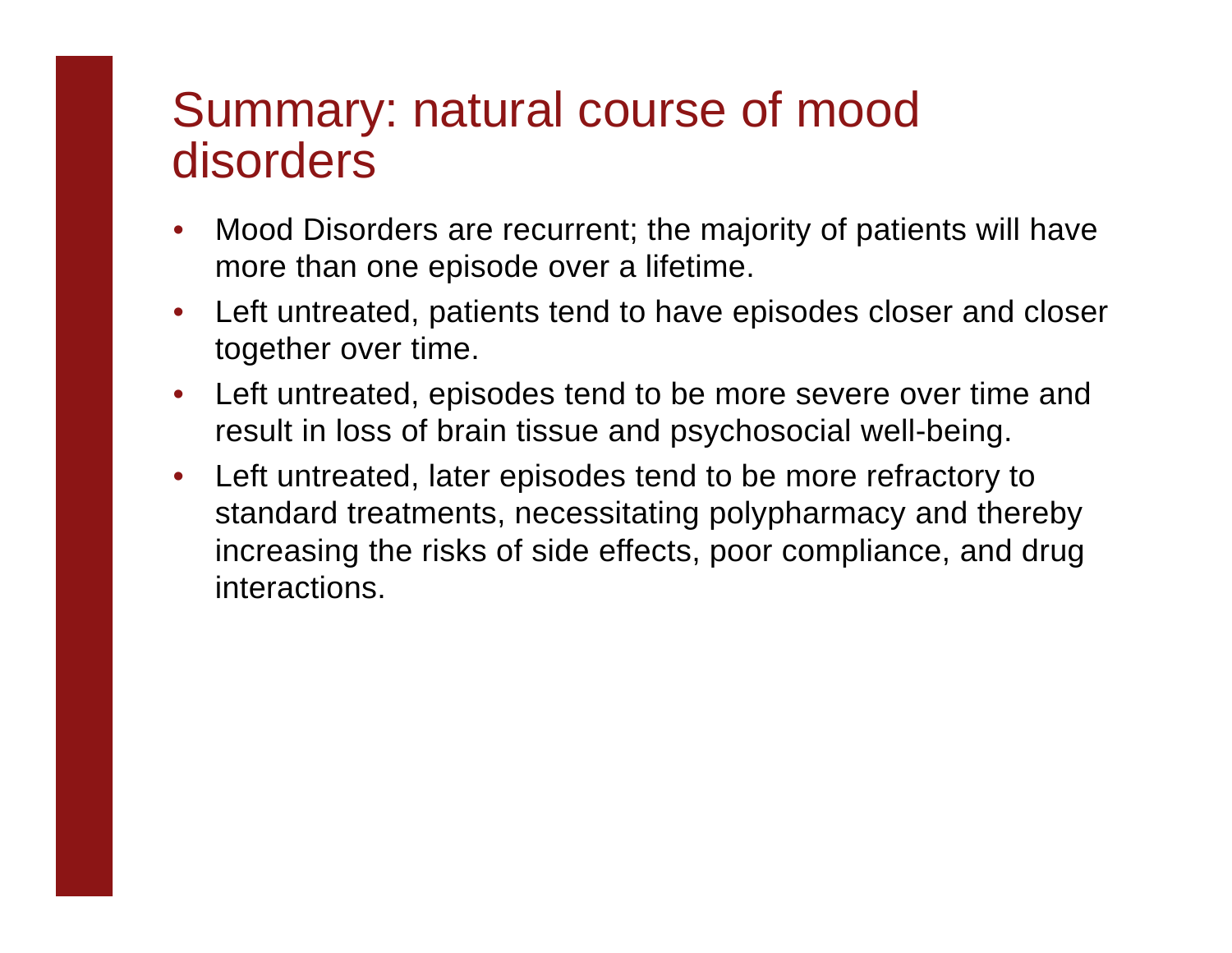# Summary: natural course of mood disorders

- Mood Disorders are recurrent; the majority of patients will have more than one episode over a lifetime.
- Left untreated, patients tend to have episodes closer and closer together over time.
- Left untreated, episodes tend to be more severe over time and result in loss of brain tissue and psychosocial well-being.
- Left untreated, later episodes tend to be more refractory to standard treatments, necessitating polypharmacy and thereby increasing the risks of side effects, poor compliance, and drug interactions.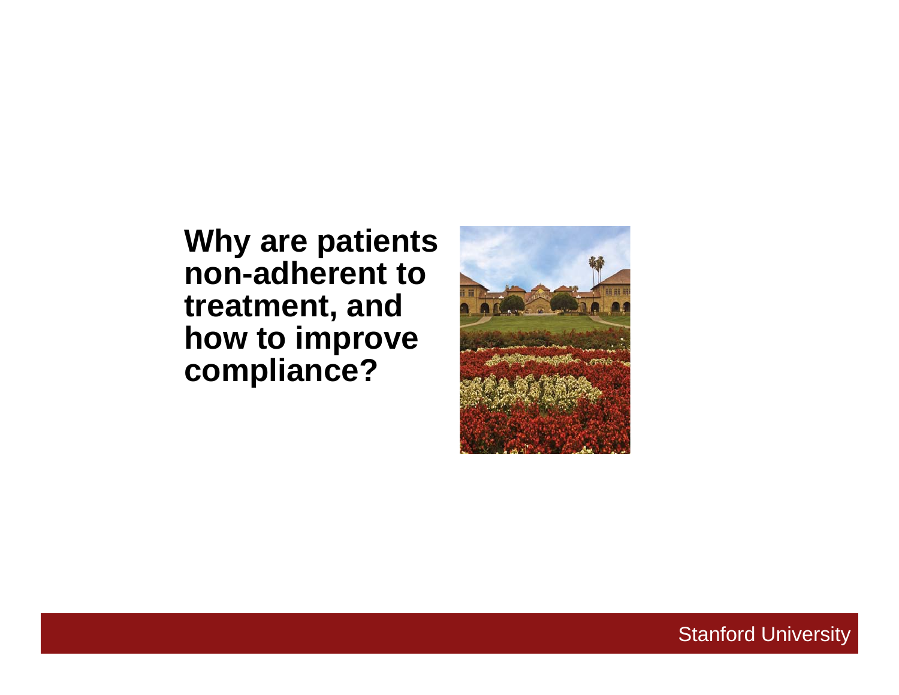# Why are patients non-adherent to treatment, and how to improve compliance?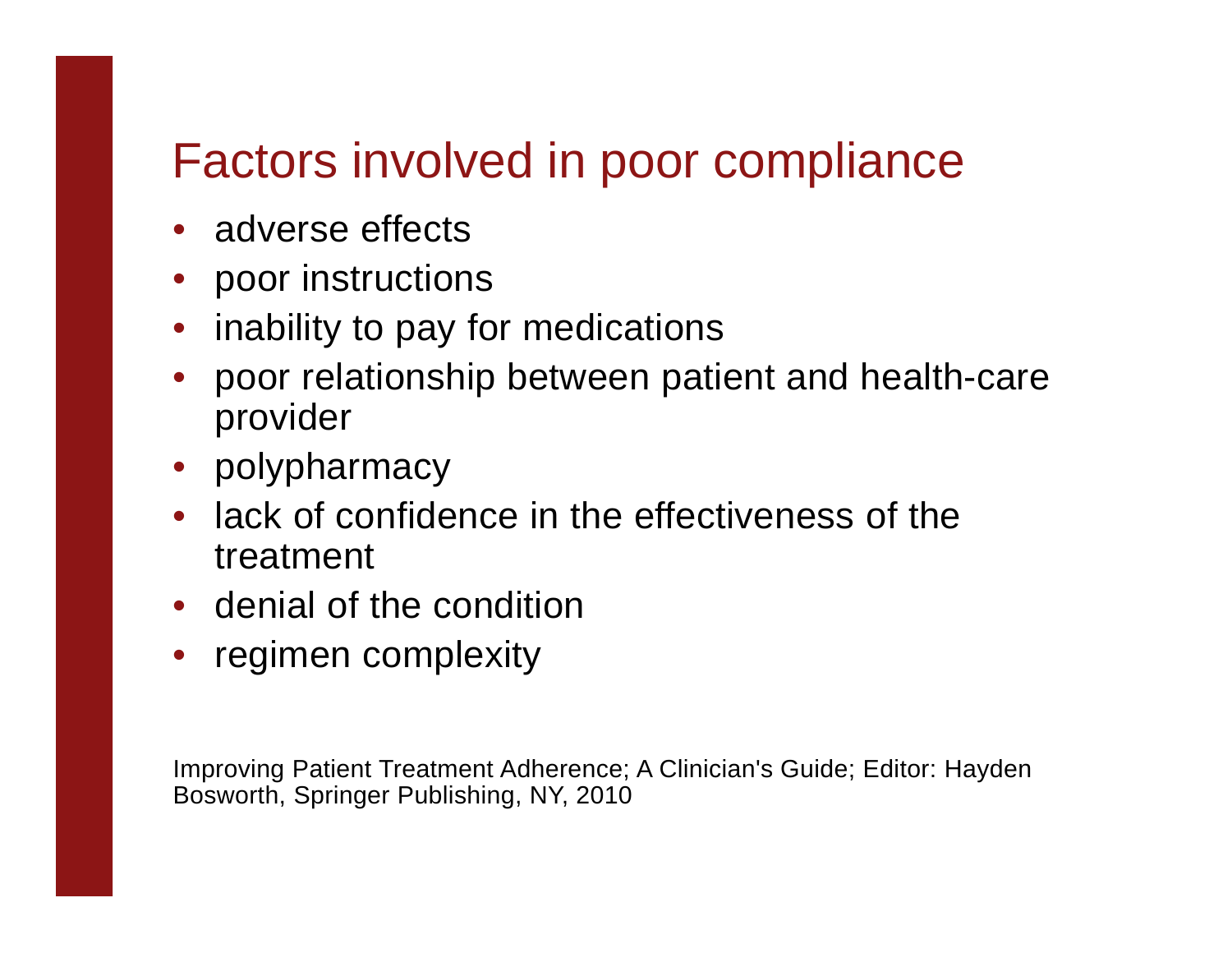# Factors involved in poor compliance

- adverse effects
- poor instructions
- inability to pay for medications
- poor relationship between patient and health-care provider
- polypharmacy
- lack of confidence in the effectiveness of the treatment
- denial of the condition
- regimen complexity

Improving Patient Treatment Adherence; A Clinician's Guide; Editor: Hayden Bosworth, Springer Publishing, NY, 2010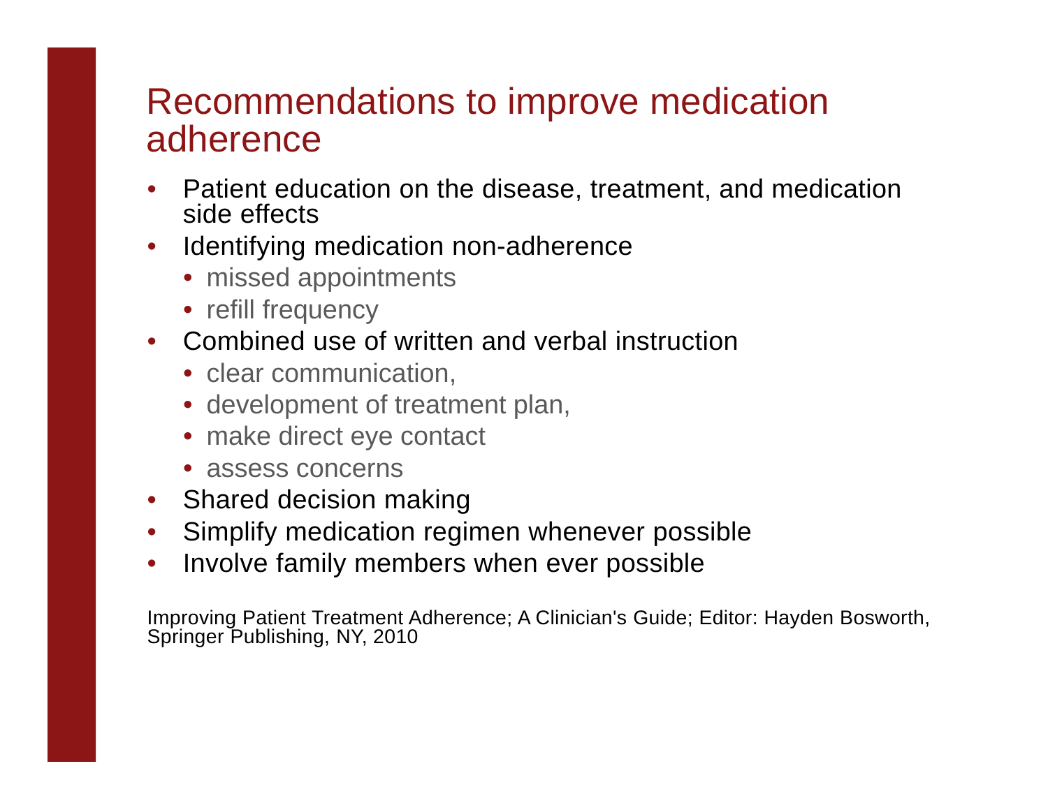# Recommendations to improve medication adherence

- Patient education on the disease, treatment, and medication side effects
- Identifying medication non-adherence
  - missed appointments
  - refill frequency
- Combined use of written and verbal instruction
  - clear communication,
  - development of treatment plan,
  - make direct eye contact
  - assess concerns
- Shared decision making
- Simplify medication regimen whenever possible
- Involve family members when ever possible

Improving Patient Treatment Adherence; A Clinician's Guide; Editor: Hayden Bosworth, Springer Publishing, NY, 2010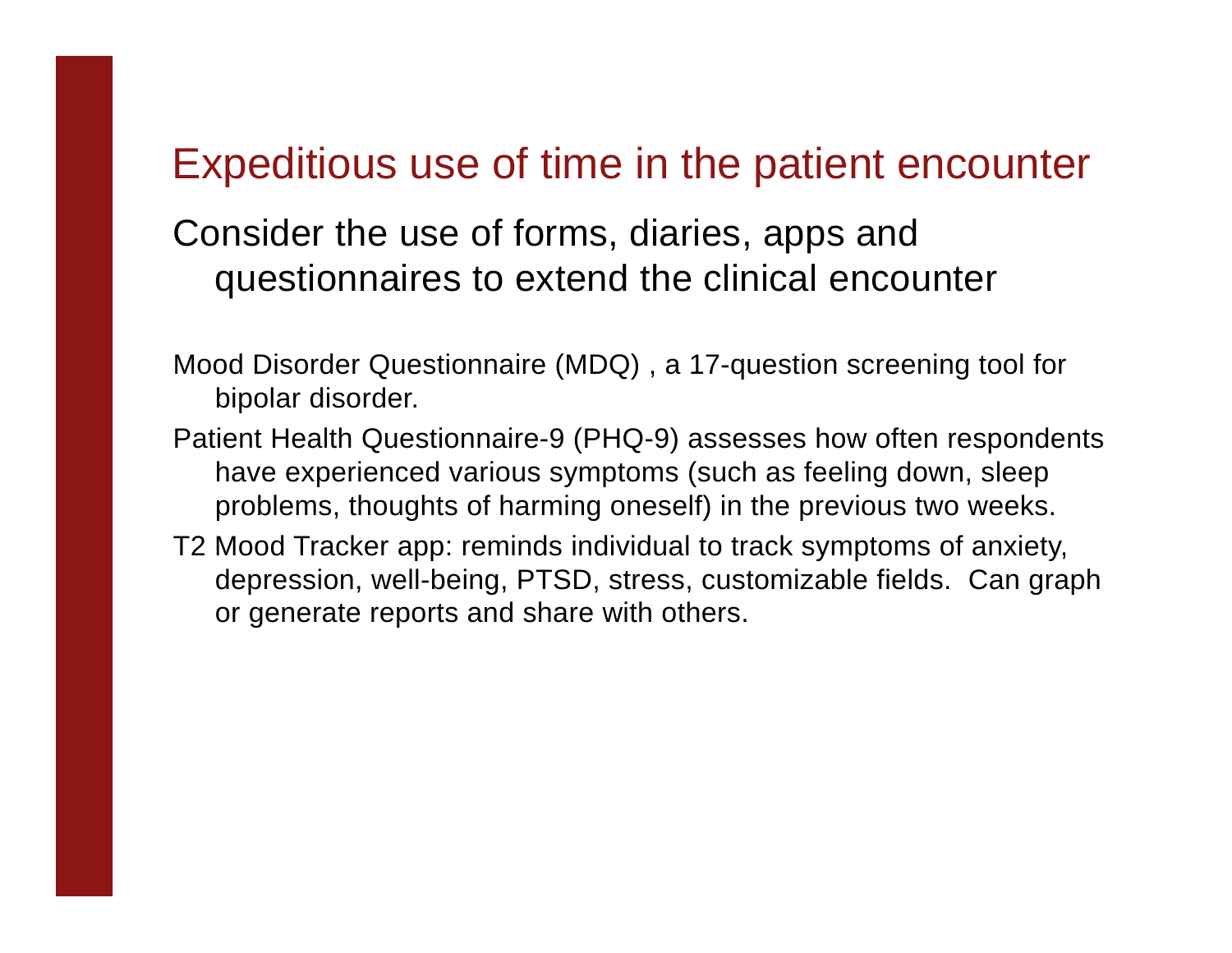## Expeditious use of time in the patient encounter

Consider the use of forms, diaries, apps and questionnaires to extend the clinical encounter

Mood Disorder Questionnaire (MDQ) , a 17-question screening tool for bipolar disorder.

Patient Health Questionnaire-9 (PHQ-9) assesses how often respondents have experienced various symptoms (such as feeling down, sleep problems, thoughts of harming oneself) in the previous two weeks.

T2 Mood Tracker app: reminds individual to track symptoms of anxiety, depression, well-being, PTSD, stress, customizable fields. Can graph or generate reports and share with others.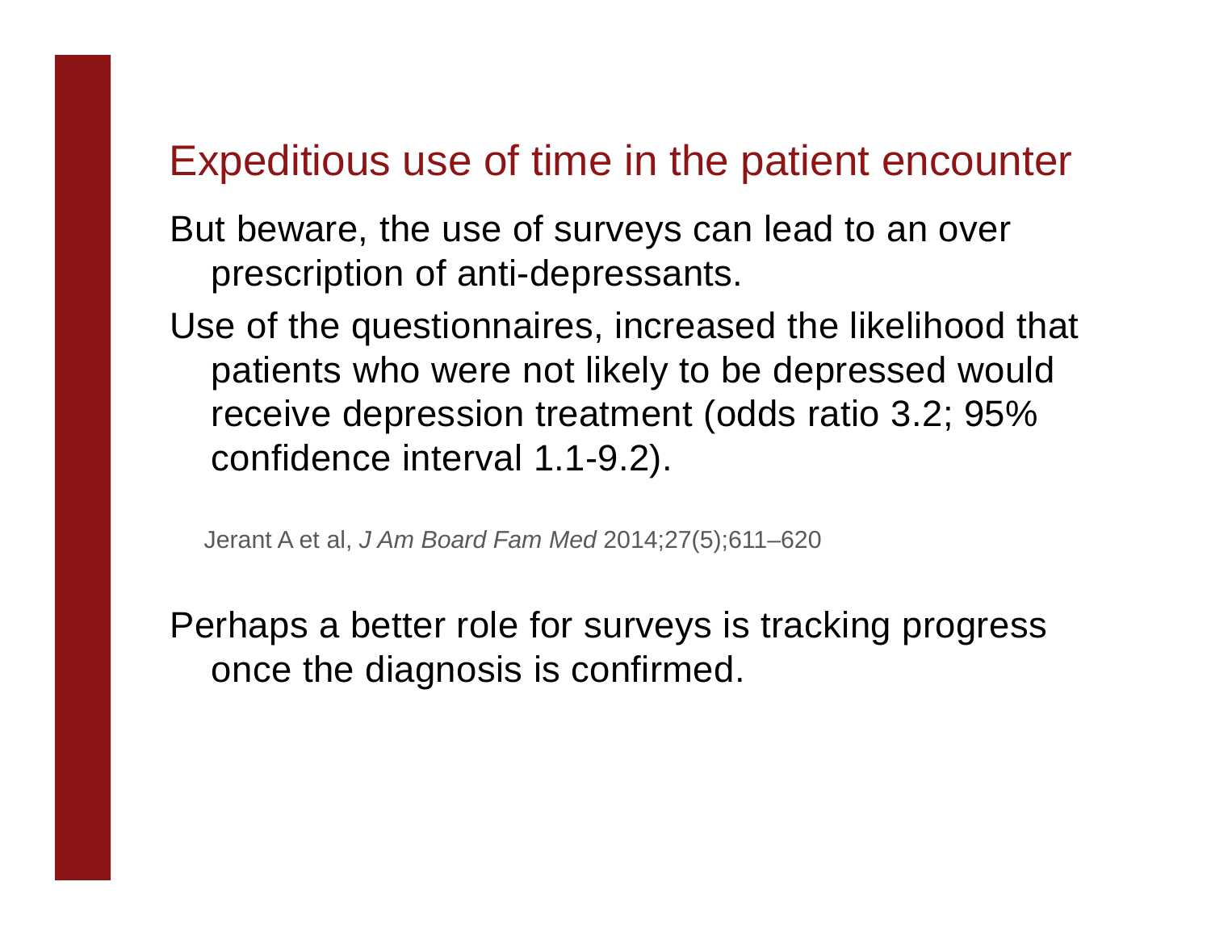## Expeditious use of time in the patient encounter

But beware, the use of surveys can lead to an over prescription of anti-depressants.

Use of the questionnaires, increased the likelihood that patients who were not likely to be depressed would receive depression treatment (odds ratio 3.2; 95% confidence interval 1.1-9.2).

Jerant A et al, *J Am Board Fam Med* 2014;27(5);611–620

Perhaps a better role for surveys is tracking progress once the diagnosis is confirmed.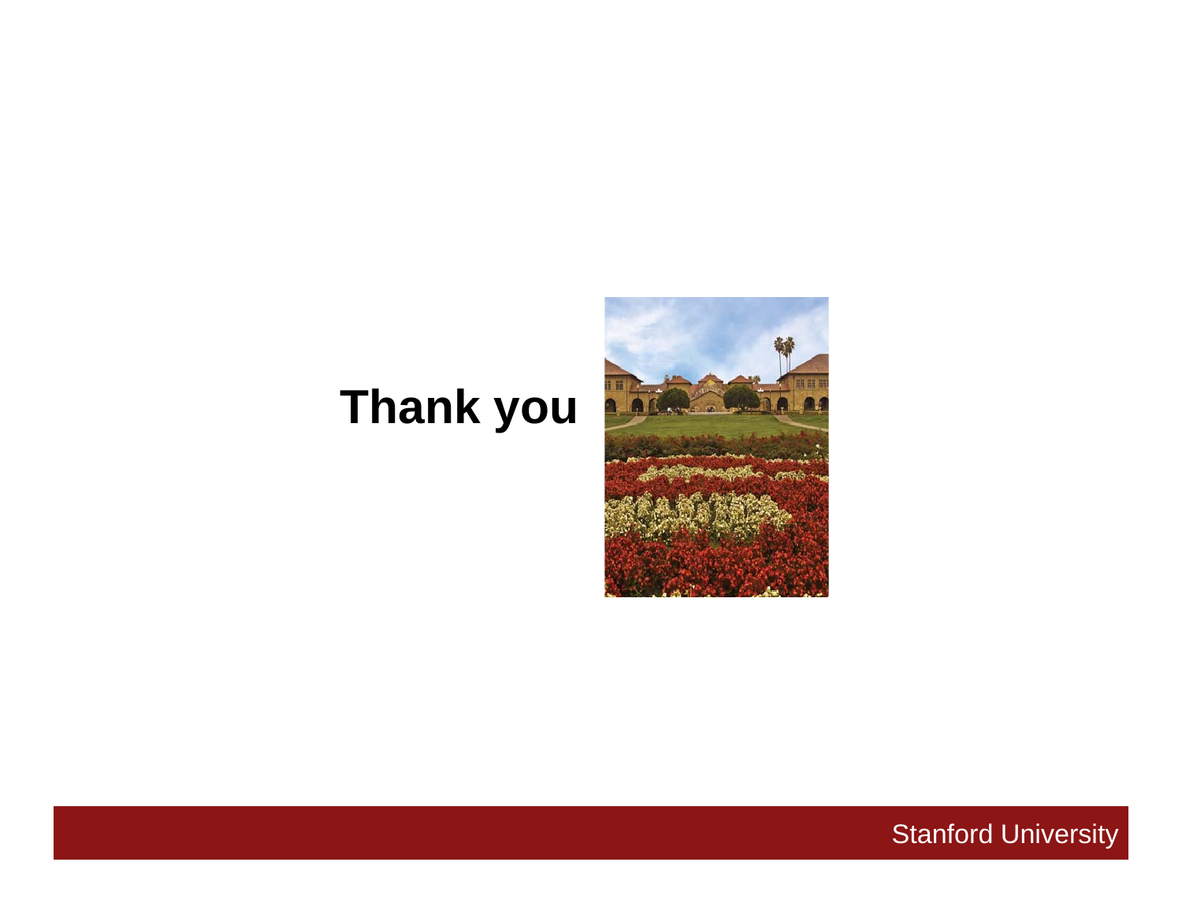# Thank you